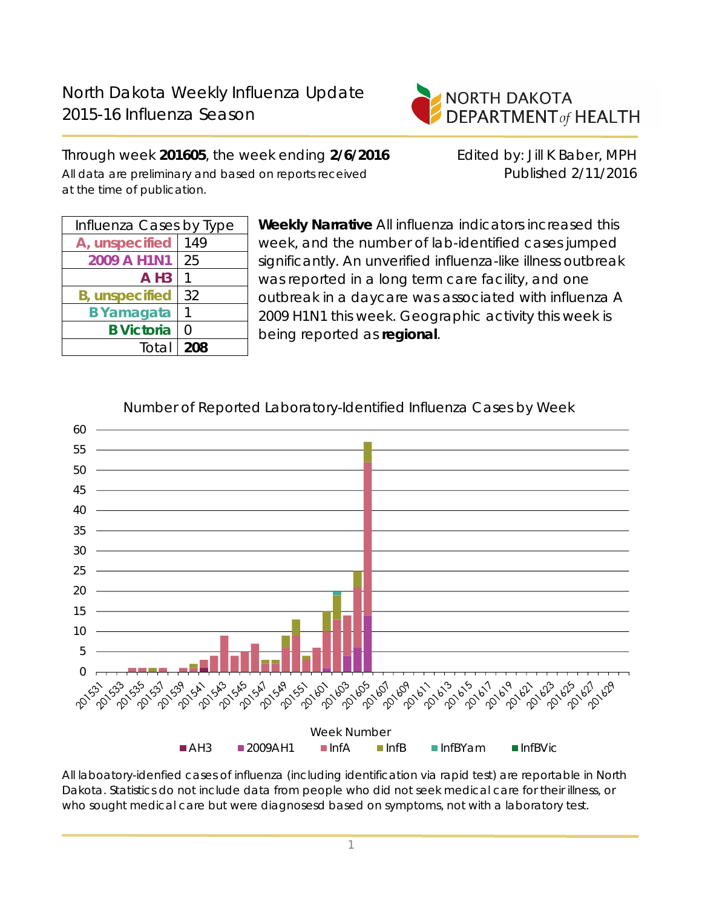# North Dakota Weekly Influenza Update
## 2015-16 Influenza Season

NORTH DAKOTA DEPARTMENT of HEALTH

Through week **201605**, the week ending **2/6/2016**

All data are preliminary and based on reports received at the time of publication.

Edited by: Jill K Baber, MPH
Published 2/11/2016

| Influenza Cases by Type | |
|---|---|
| A, unspecified | 149 |
| 2009 A H1N1 | 25 |
| A H3 | 1 |
| B, unspecified | 32 |
| B Yamagata | 1 |
| B Victoria | 0 |
| Total | **208** |

**Weekly Narrative** All influenza indicators increased this week, and the number of lab-identified cases jumped significantly. An unverified influenza-like illness outbreak was reported in a long term care facility, and one outbreak in a daycare was associated with influenza A 2009 H1N1 this week. Geographic activity this week is being reported as **regional**.

Number of Reported Laboratory-Identified Influenza Cases by Week

Week Number

Legend: AH3, 2009AH1, InfA, InfB, InfBYam, InfBVic

All laboatory-idenfied cases of influenza (including identification via rapid test) are reportable in North Dakota. Statistics do not include data from people who did not seek medical care for their illness, or who sought medical care but were diagnosesd based on symptoms, not with a laboratory test.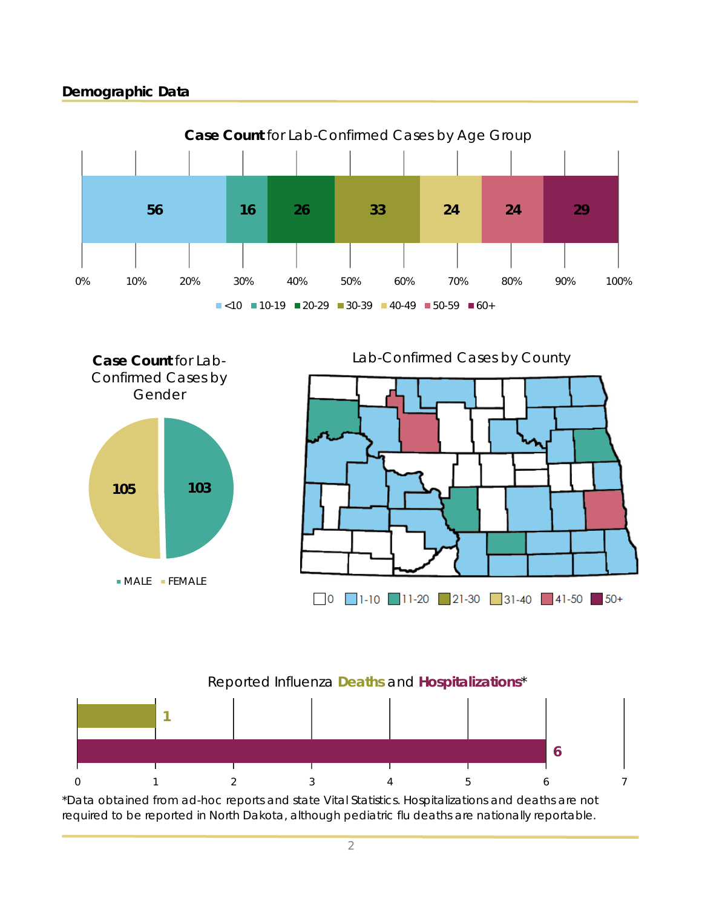## Demographic Data

**Case Count** for Lab-Confirmed Cases by Age Group

| <10 | 10-19 | 20-29 | 30-39 | 40-49 | 50-59 | 60+ |
|---|---|---|---|---|---|---|
| 56 | 16 | 26 | 33 | 24 | 24 | 29 |

**Case Count** for Lab-Confirmed Cases by Gender

| MALE | FEMALE |
|---|---|
| 103 | 105 |

Lab-Confirmed Cases by County

Legend: 0 | 1-10 | 11-20 | 21-30 | 31-40 | 41-50 | 50+

Reported Influenza **Deaths** and **Hospitalizations***

| | Count |
|---|---|
| Deaths | 1 |
| Hospitalizations | 6 |

*Data obtained from ad-hoc reports and state Vital Statistics. Hospitalizations and deaths are not required to be reported in North Dakota, although pediatric flu deaths are nationally reportable.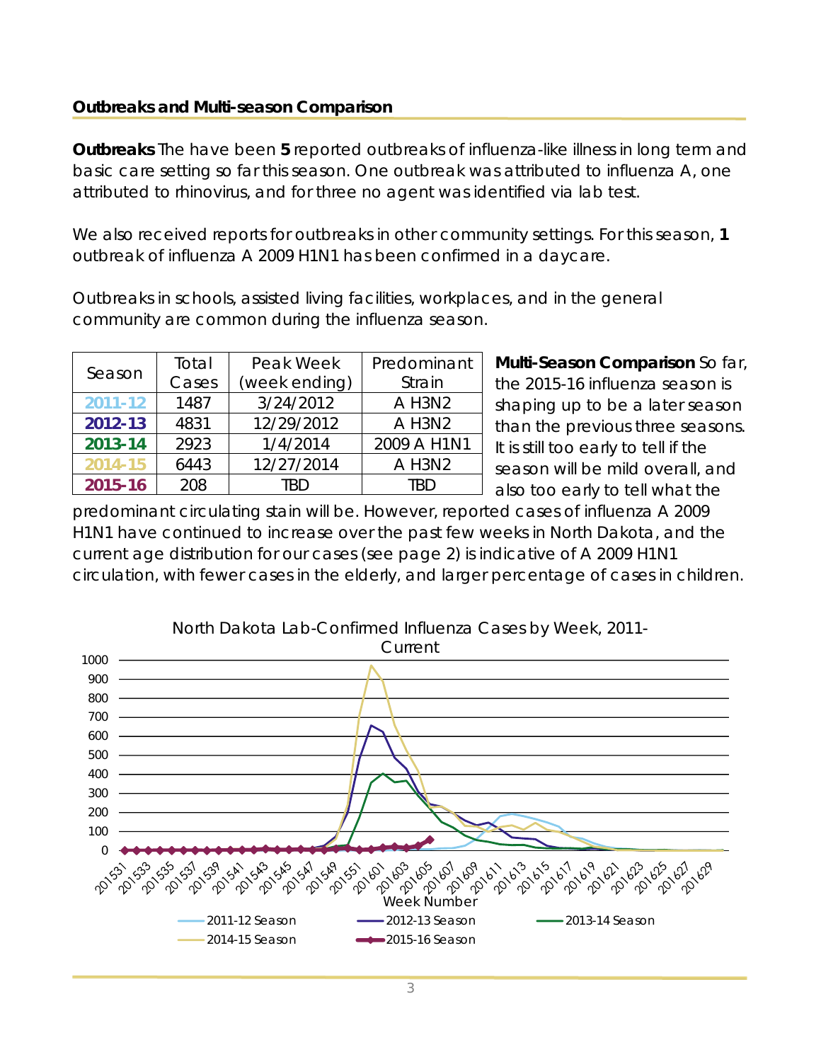## Outbreaks and Multi-season Comparison

**Outbreaks** The have been **5** reported outbreaks of influenza-like illness in long term and basic care setting so far this season. One outbreak was attributed to influenza A, one attributed to rhinovirus, and for three no agent was identified via lab test.

We also received reports for outbreaks in other community settings. For this season, **1** outbreak of influenza A 2009 H1N1 has been confirmed in a daycare.

Outbreaks in schools, assisted living facilities, workplaces, and in the general community are common during the influenza season.

| Season | Total Cases | Peak Week (week ending) | Predominant Strain |
|---|---|---|---|
| 2011-12 | 1487 | 3/24/2012 | A H3N2 |
| 2012-13 | 4831 | 12/29/2012 | A H3N2 |
| 2013-14 | 2923 | 1/4/2014 | 2009 A H1N1 |
| 2014-15 | 6443 | 12/27/2014 | A H3N2 |
| 2015-16 | 208 | TBD | TBD |

**Multi-Season Comparison** So far, the 2015-16 influenza season is shaping up to be a later season than the previous three seasons. It is still too early to tell if the season will be mild overall, and also too early to tell what the predominant circulating stain will be. However, reported cases of influenza A 2009 H1N1 have continued to increase over the past few weeks in North Dakota, and the current age distribution for our cases (see page 2) is indicative of A 2009 H1N1 circulation, with fewer cases in the elderly, and larger percentage of cases in children.

North Dakota Lab-Confirmed Influenza Cases by Week, 2011-Current

Week Number

2011-12 Season, 2012-13 Season, 2013-14 Season, 2014-15 Season, 2015-16 Season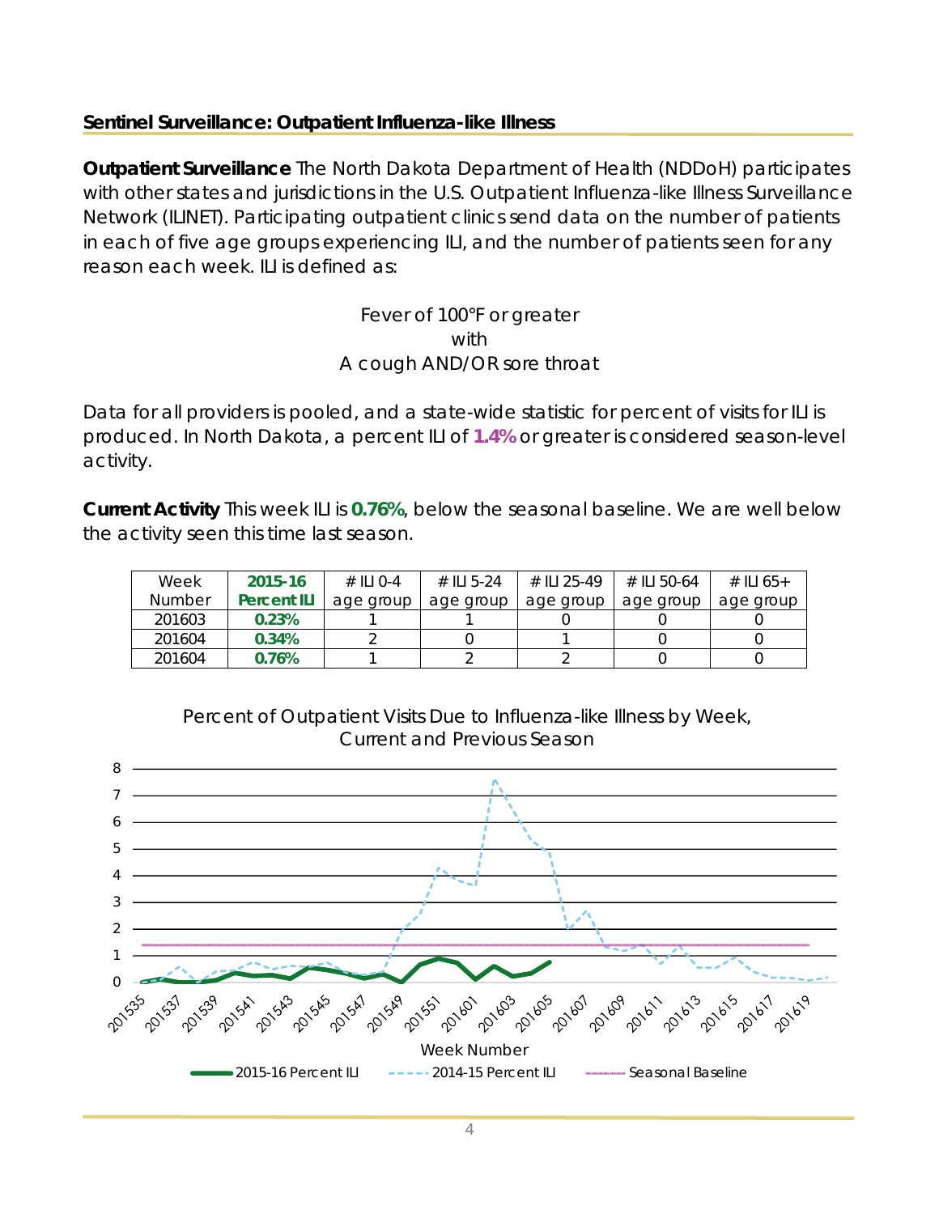## Sentinel Surveillance: Outpatient Influenza-like Illness

**Outpatient Surveillance** The North Dakota Department of Health (NDDoH) participates with other states and jurisdictions in the U.S. Outpatient Influenza-like Illness Surveillance Network (ILINET). Participating outpatient clinics send data on the number of patients in each of five age groups experiencing ILI, and the number of patients seen for any reason each week. ILI is defined as:

Fever of 100°F or greater
with
A cough AND/OR sore throat

Data for all providers is pooled, and a state-wide statistic for percent of visits for ILI is produced. In North Dakota, a percent ILI of **1.4%** or greater is considered season-level activity.

**Current Activity** This week ILI is **0.76%**, below the seasonal baseline. We are well below the activity seen this time last season.

| Week Number | 2015-16 Percent ILI | # ILI 0-4 age group | # ILI 5-24 age group | # ILI 25-49 age group | # ILI 50-64 age group | # ILI 65+ age group |
|---|---|---|---|---|---|---|
| 201603 | **0.23%** | 1 | 1 | 0 | 0 | 0 |
| 201604 | **0.34%** | 2 | 0 | 1 | 0 | 0 |
| 201604 | **0.76%** | 1 | 2 | 2 | 0 | 0 |

Percent of Outpatient Visits Due to Influenza-like Illness by Week, Current and Previous Season

Week Number

2015-16 Percent ILI | 2014-15 Percent ILI | Seasonal Baseline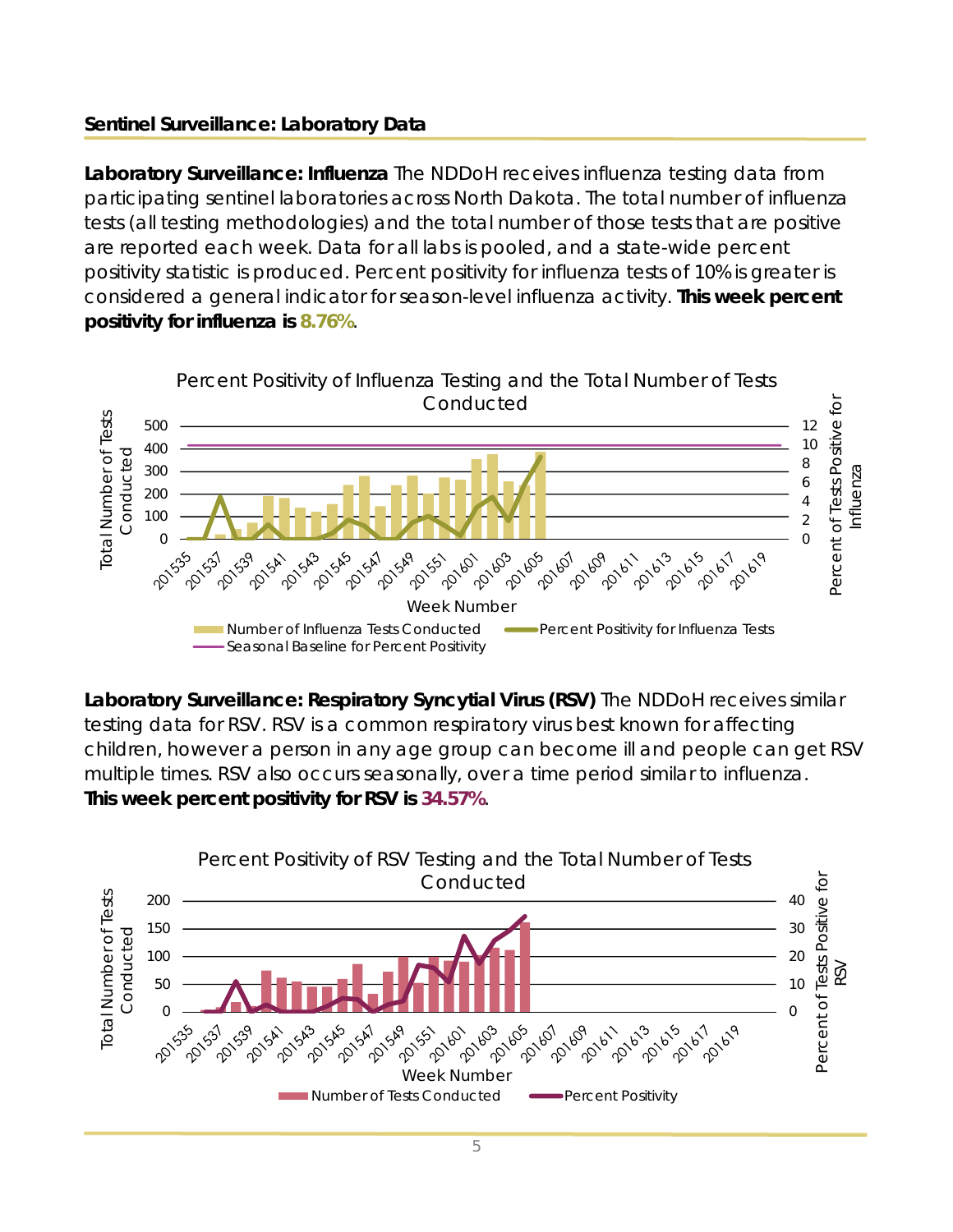## Sentinel Surveillance: Laboratory Data

**Laboratory Surveillance: Influenza** The NDDoH receives influenza testing data from participating sentinel laboratories across North Dakota. The total number of influenza tests (all testing methodologies) and the total number of those tests that are positive are reported each week. Data for all labs is pooled, and a state-wide percent positivity statistic is produced. Percent positivity for influenza tests of 10% is greater is considered a general indicator for season-level influenza activity. **This week percent positivity for influenza is 8.76%**.

**Laboratory Surveillance: Respiratory Syncytial Virus (RSV)** The NDDoH receives similar testing data for RSV. RSV is a common respiratory virus best known for affecting children, however a person in any age group can become ill and people can get RSV multiple times. RSV also occurs seasonally, over a time period similar to influenza. **This week percent positivity for RSV is 34.57%**.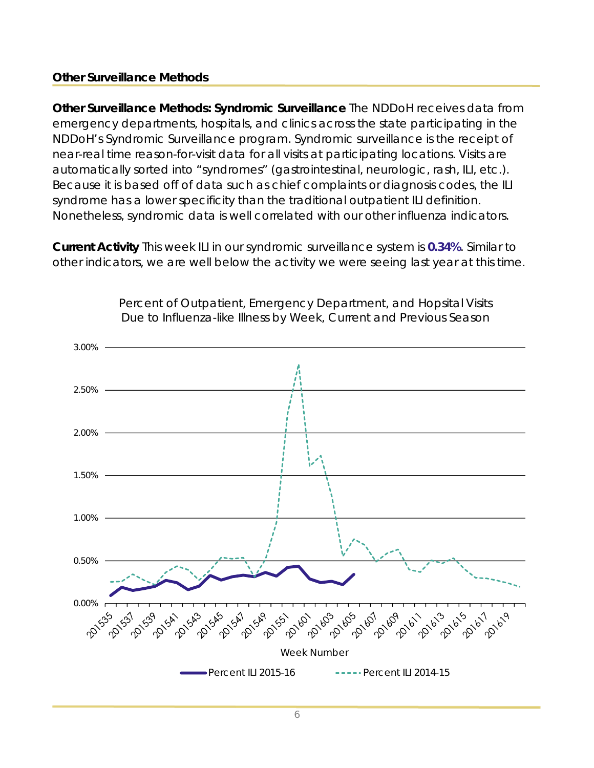## Other Surveillance Methods

**Other Surveillance Methods: Syndromic Surveillance** The NDDoH receives data from emergency departments, hospitals, and clinics across the state participating in the NDDoH's Syndromic Surveillance program. Syndromic surveillance is the receipt of near-real time reason-for-visit data for all visits at participating locations. Visits are automatically sorted into "syndromes" (gastrointestinal, neurologic, rash, ILI, etc.). Because it is based off of data such as chief complaints or diagnosis codes, the ILI syndrome has a lower specificity than the traditional outpatient ILI definition. Nonetheless, syndromic data is well correlated with our other influenza indicators.

**Current Activity** This week ILI in our syndromic surveillance system is **0.34%**. Similar to other indicators, we are well below the activity we were seeing last year at this time.

Percent of Outpatient, Emergency Department, and Hopsital Visits Due to Influenza-like Illness by Week, Current and Previous Season

Week Number

Percent ILI 2015-16 | Percent ILI 2014-15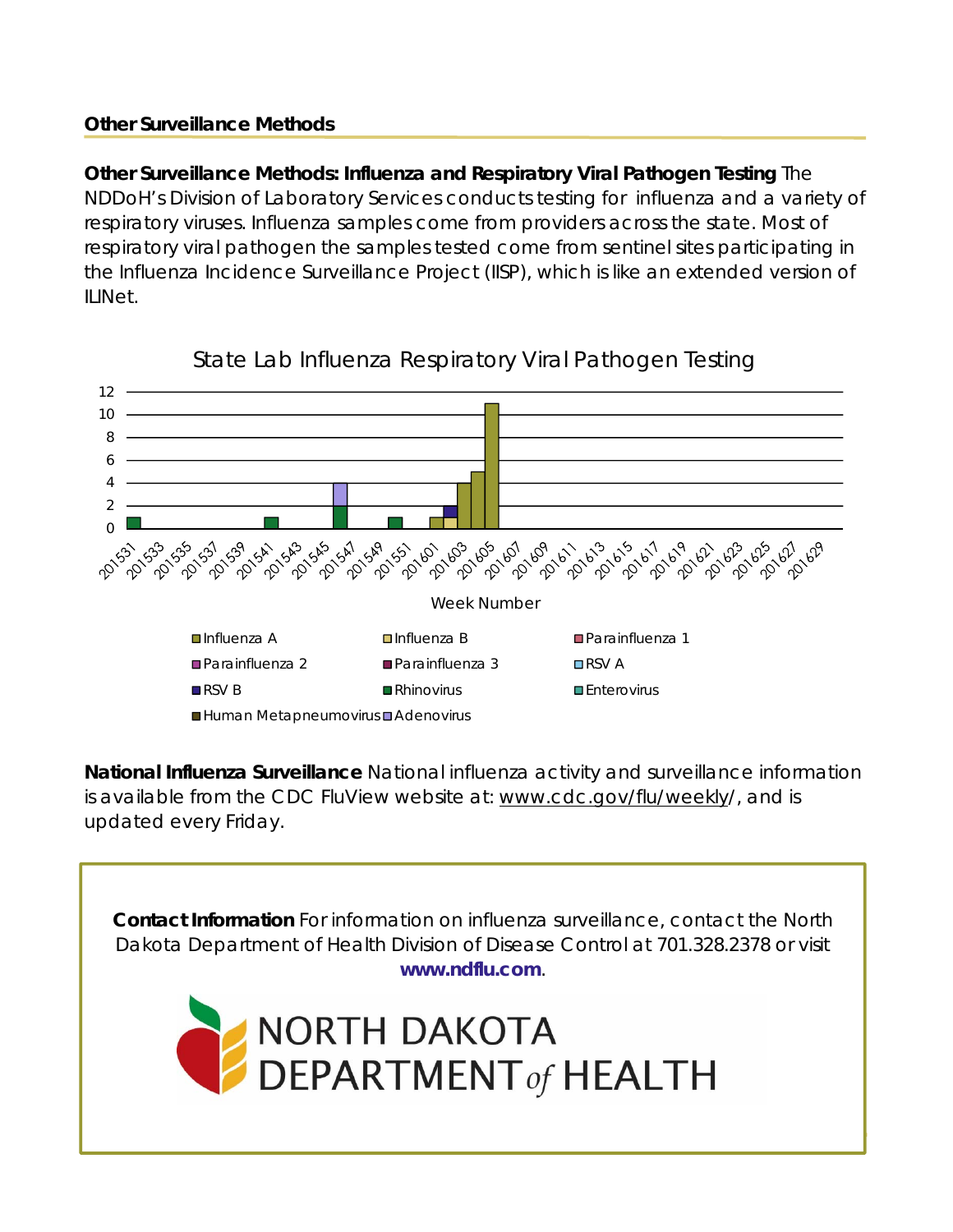## Other Surveillance Methods

**Other Surveillance Methods: Influenza and Respiratory Viral Pathogen Testing** The NDDoH's Division of Laboratory Services conducts testing for influenza and a variety of respiratory viruses. Influenza samples come from providers across the state. Most of respiratory viral pathogen the samples tested come from sentinel sites participating in the Influenza Incidence Surveillance Project (IISP), which is like an extended version of ILINet.

State Lab Influenza Respiratory Viral Pathogen Testing

12
10
8
6
4
2
0

201531 201533 201535 201537 201539 201541 201543 201545 201547 201549 201551 201601 201603 201605 201607 201609 201611 201613 201615 201617 201619 201621 201623 201625 201627 201629

Week Number

Influenza A
Influenza B
Parainfluenza 1
Parainfluenza 2
Parainfluenza 3
RSV A
RSV B
Rhinovirus
Enterovirus
Human Metapneumovirus
Adenovirus

**National Influenza Surveillance** National influenza activity and surveillance information is available from the CDC FluView website at: www.cdc.gov/flu/weekly/, and is updated every Friday.

**Contact Information** For information on influenza surveillance, contact the North Dakota Department of Health Division of Disease Control at 701.328.2378 or visit **www.ndflu.com**.

NORTH DAKOTA DEPARTMENT *of* HEALTH